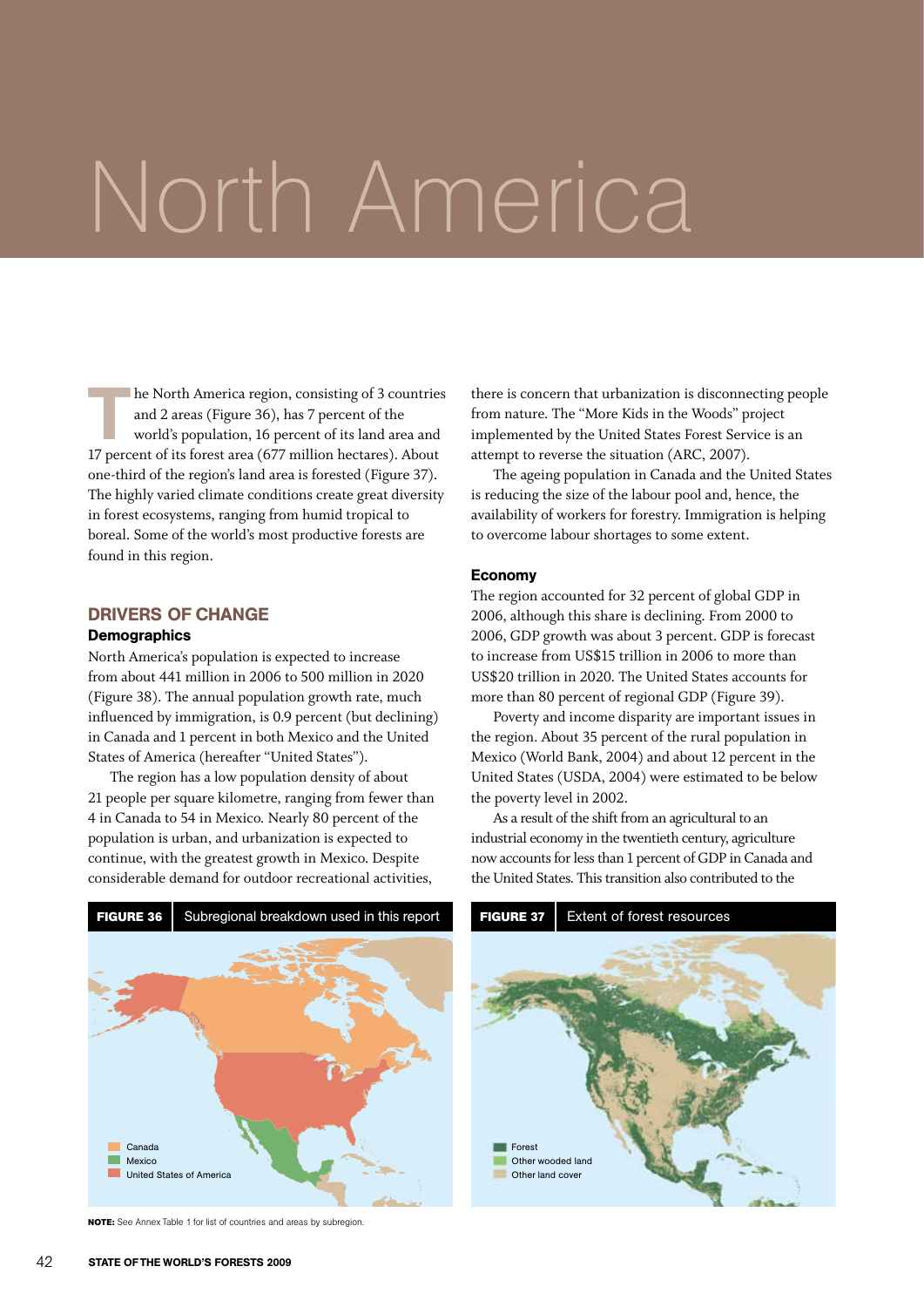# North America

The North America region, consisting of 3 countries and 2 areas (Figure 36), has 7 percent of the world's population, 16 percent of its land area and 17 percent of its forest area (677 million hectares). About one-third of the region's land area is forested (Figure 37). The highly varied climate conditions create great diversity in forest ecosystems, ranging from humid tropical to boreal. Some of the world's most productive forests are found in this region.

## DRIVERS OF CHANGE

### Demographics

North America's population is expected to increase from about 441 million in 2006 to 500 million in 2020 (Figure 38). The annual population growth rate, much influenced by immigration, is 0.9 percent (but declining) in Canada and 1 percent in both Mexico and the United States of America (hereafter "United States").

The region has a low population density of about 21 people per square kilometre, ranging from fewer than 4 in Canada to 54 in Mexico. Nearly 80 percent of the population is urban, and urbanization is expected to continue, with the greatest growth in Mexico. Despite considerable demand for outdoor recreational activities, there is concern that urbanization is disconnecting people from nature. The "More Kids in the Woods" project implemented by the United States Forest Service is an attempt to reverse the situation (ARC, 2007).

The ageing population in Canada and the United States is reducing the size of the labour pool and, hence, the availability of workers for forestry. Immigration is helping to overcome labour shortages to some extent.

### Economy

The region accounted for 32 percent of global GDP in 2006, although this share is declining. From 2000 to 2006, GDP growth was about 3 percent. GDP is forecast to increase from US$15 trillion in 2006 to more than US$20 trillion in 2020. The United States accounts for more than 80 percent of regional GDP (Figure 39).

Poverty and income disparity are important issues in the region. About 35 percent of the rural population in Mexico (World Bank, 2004) and about 12 percent in the United States (USDA, 2004) were estimated to be below the poverty level in 2002.

As a result of the shift from an agricultural to an industrial economy in the twentieth century, agriculture now accounts for less than 1 percent of GDP in Canada and the United States. This transition also contributed to the

**FIGURE 36** Subregional breakdown used in this report

Canada
Mexico
United States of America

**NOTE:** See Annex Table 1 for list of countries and areas by subregion.

**FIGURE 37** Extent of forest resources

Forest
Other wooded land
Other land cover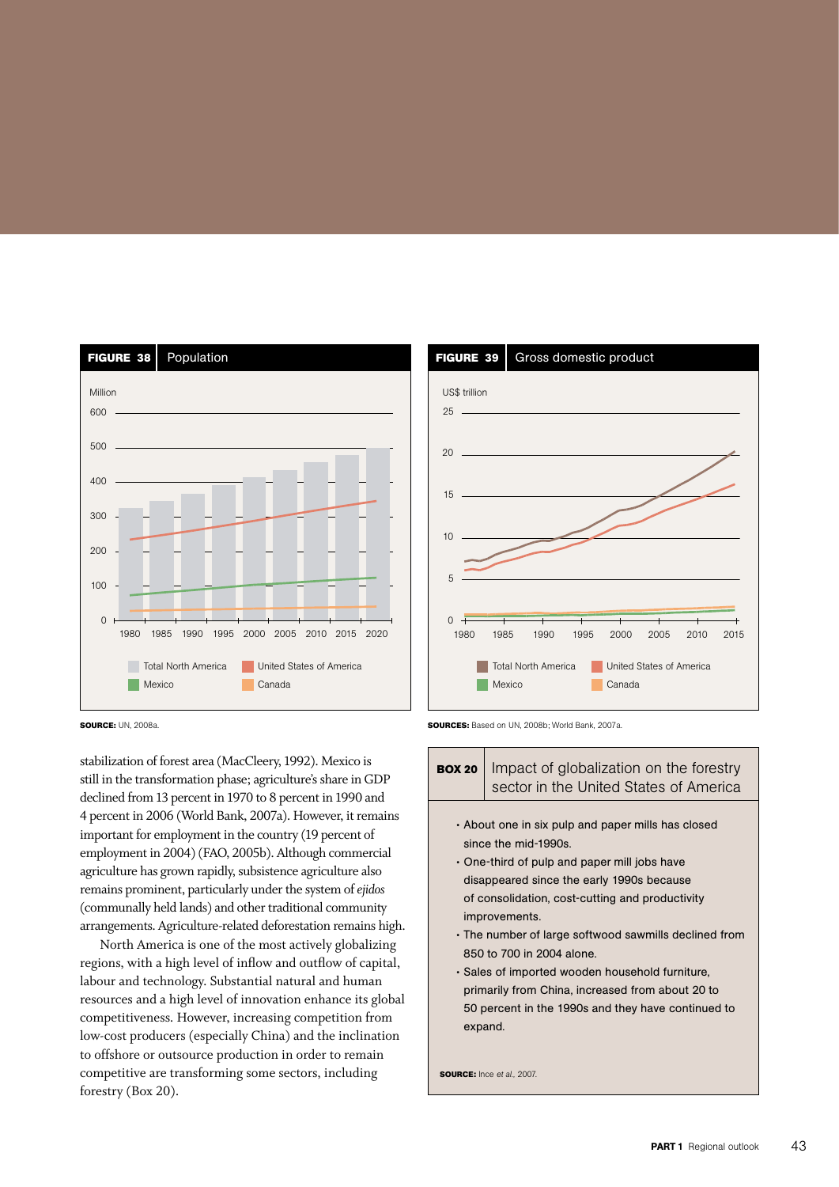**FIGURE 38** Population

**SOURCE:** UN, 2008a.

**FIGURE 39** Gross domestic product

**SOURCES:** Based on UN, 2008b; World Bank, 2007a.

stabilization of forest area (MacCleery, 1992). Mexico is still in the transformation phase; agriculture's share in GDP declined from 13 percent in 1970 to 8 percent in 1990 and 4 percent in 2006 (World Bank, 2007a). However, it remains important for employment in the country (19 percent of employment in 2004) (FAO, 2005b). Although commercial agriculture has grown rapidly, subsistence agriculture also remains prominent, particularly under the system of *ejidos* (communally held lands) and other traditional community arrangements. Agriculture-related deforestation remains high.

North America is one of the most actively globalizing regions, with a high level of inflow and outflow of capital, labour and technology. Substantial natural and human resources and a high level of innovation enhance its global competitiveness. However, increasing competition from low-cost producers (especially China) and the inclination to offshore or outsource production in order to remain competitive are transforming some sectors, including forestry (Box 20).

**BOX 20** Impact of globalization on the forestry sector in the United States of America

- About one in six pulp and paper mills has closed since the mid-1990s.
- One-third of pulp and paper mill jobs have disappeared since the early 1990s because of consolidation, cost-cutting and productivity improvements.
- The number of large softwood sawmills declined from 850 to 700 in 2004 alone.
- Sales of imported wooden household furniture, primarily from China, increased from about 20 to 50 percent in the 1990s and they have continued to expand.

**SOURCE:** Ince *et al.*, 2007.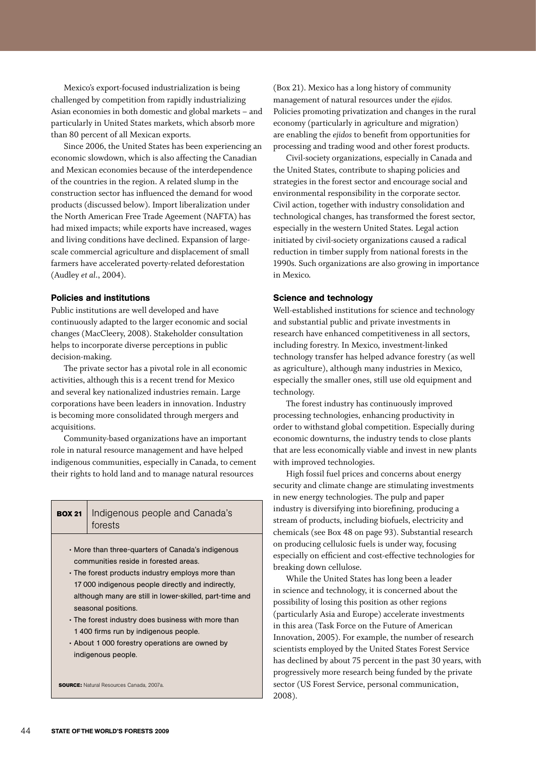Mexico's export-focused industrialization is being challenged by competition from rapidly industrializing Asian economies in both domestic and global markets – and particularly in United States markets, which absorb more than 80 percent of all Mexican exports.

Since 2006, the United States has been experiencing an economic slowdown, which is also affecting the Canadian and Mexican economies because of the interdependence of the countries in the region. A related slump in the construction sector has influenced the demand for wood products (discussed below). Import liberalization under the North American Free Trade Agreement (NAFTA) has had mixed impacts; while exports have increased, wages and living conditions have declined. Expansion of large-scale commercial agriculture and displacement of small farmers have accelerated poverty-related deforestation (Audley *et al*., 2004).

### Policies and institutions

Public institutions are well developed and have continuously adapted to the larger economic and social changes (MacCleery, 2008). Stakeholder consultation helps to incorporate diverse perceptions in public decision-making.

The private sector has a pivotal role in all economic activities, although this is a recent trend for Mexico and several key nationalized industries remain. Large corporations have been leaders in innovation. Industry is becoming more consolidated through mergers and acquisitions.

Community-based organizations have an important role in natural resource management and have helped indigenous communities, especially in Canada, to cement their rights to hold land and to manage natural resources (Box 21). Mexico has a long history of community management of natural resources under the *ejidos*. Policies promoting privatization and changes in the rural economy (particularly in agriculture and migration) are enabling the *ejidos* to benefit from opportunities for processing and trading wood and other forest products.

Civil-society organizations, especially in Canada and the United States, contribute to shaping policies and strategies in the forest sector and encourage social and environmental responsibility in the corporate sector. Civil action, together with industry consolidation and technological changes, has transformed the forest sector, especially in the western United States. Legal action initiated by civil-society organizations caused a radical reduction in timber supply from national forests in the 1990s. Such organizations are also growing in importance in Mexico.

> **BOX 21** Indigenous people and Canada's forests
>
> - More than three-quarters of Canada's indigenous communities reside in forested areas.
> - The forest products industry employs more than 17 000 indigenous people directly and indirectly, although many are still in lower-skilled, part-time and seasonal positions.
> - The forest industry does business with more than 1 400 firms run by indigenous people.
> - About 1 000 forestry operations are owned by indigenous people.
>
> **SOURCE:** Natural Resources Canada, 2007a.

### Science and technology

Well-established institutions for science and technology and substantial public and private investments in research have enhanced competitiveness in all sectors, including forestry. In Mexico, investment-linked technology transfer has helped advance forestry (as well as agriculture), although many industries in Mexico, especially the smaller ones, still use old equipment and technology.

The forest industry has continuously improved processing technologies, enhancing productivity in order to withstand global competition. Especially during economic downturns, the industry tends to close plants that are less economically viable and invest in new plants with improved technologies.

High fossil fuel prices and concerns about energy security and climate change are stimulating investments in new energy technologies. The pulp and paper industry is diversifying into biorefining, producing a stream of products, including biofuels, electricity and chemicals (see Box 48 on page 93). Substantial research on producing cellulosic fuels is under way, focusing especially on efficient and cost-effective technologies for breaking down cellulose.

While the United States has long been a leader in science and technology, it is concerned about the possibility of losing this position as other regions (particularly Asia and Europe) accelerate investments in this area (Task Force on the Future of American Innovation, 2005). For example, the number of research scientists employed by the United States Forest Service has declined by about 75 percent in the past 30 years, with progressively more research being funded by the private sector (US Forest Service, personal communication, 2008).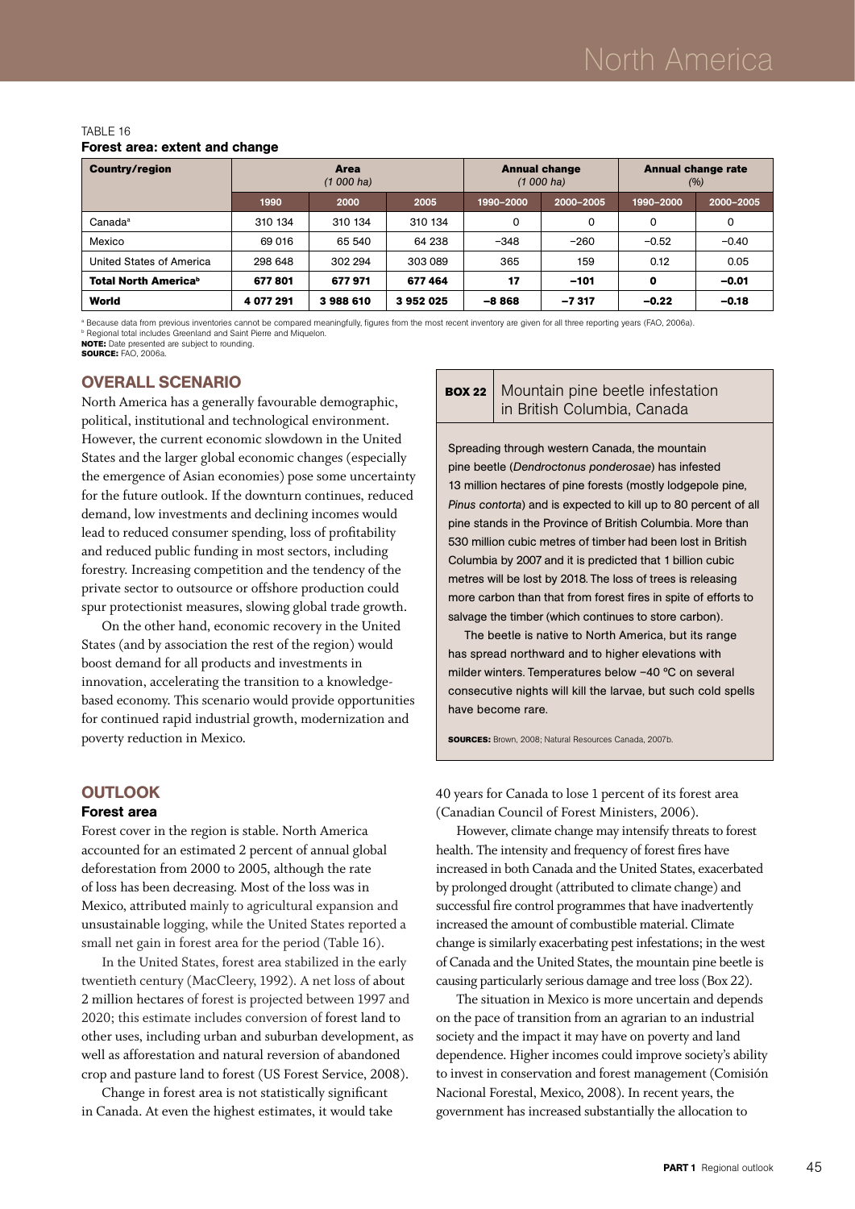TABLE 16

**Forest area: extent and change**

| Country/region | Area (1 000 ha) | | | Annual change (1 000 ha) | | Annual change rate (%) | |
|---|---|---|---|---|---|---|---|
| | 1990 | 2000 | 2005 | 1990–2000 | 2000–2005 | 1990–2000 | 2000–2005 |
| Canada[a] | 310 134 | 310 134 | 310 134 | 0 | 0 | 0 | 0 |
| Mexico | 69 016 | 65 540 | 64 238 | −348 | −260 | −0.52 | −0.40 |
| United States of America | 298 648 | 302 294 | 303 089 | 365 | 159 | 0.12 | 0.05 |
| **Total North America[b]** | **677 801** | **677 971** | **677 464** | **17** | **−101** | **0** | **−0.01** |
| **World** | **4 077 291** | **3 988 610** | **3 952 025** | **−8 868** | **−7 317** | **−0.22** | **−0.18** |

[a] Because data from previous inventories cannot be compared meaningfully, figures from the most recent inventory are given for all three reporting years (FAO, 2006a).
[b] Regional total includes Greenland and Saint Pierre and Miquelon.
**NOTE:** Date presented are subject to rounding.
**SOURCE:** FAO, 2006a.

## OVERALL SCENARIO

North America has a generally favourable demographic, political, institutional and technological environment. However, the current economic slowdown in the United States and the larger global economic changes (especially the emergence of Asian economies) pose some uncertainty for the future outlook. If the downturn continues, reduced demand, low investments and declining incomes would lead to reduced consumer spending, loss of profitability and reduced public funding in most sectors, including forestry. Increasing competition and the tendency of the private sector to outsource or offshore production could spur protectionist measures, slowing global trade growth.

On the other hand, economic recovery in the United States (and by association the rest of the region) would boost demand for all products and investments in innovation, accelerating the transition to a knowledge-based economy. This scenario would provide opportunities for continued rapid industrial growth, modernization and poverty reduction in Mexico.

## OUTLOOK

### Forest area

Forest cover in the region is stable. North America accounted for an estimated 2 percent of annual global deforestation from 2000 to 2005, although the rate of loss has been decreasing. Most of the loss was in Mexico, attributed mainly to agricultural expansion and unsustainable logging, while the United States reported a small net gain in forest area for the period (Table 16).

In the United States, forest area stabilized in the early twentieth century (MacCleery, 1992). A net loss of about 2 million hectares of forest is projected between 1997 and 2020; this estimate includes conversion of forest land to other uses, including urban and suburban development, as well as afforestation and natural reversion of abandoned crop and pasture land to forest (US Forest Service, 2008).

Change in forest area is not statistically significant in Canada. At even the highest estimates, it would take 40 years for Canada to lose 1 percent of its forest area (Canadian Council of Forest Ministers, 2006).

However, climate change may intensify threats to forest health. The intensity and frequency of forest fires have increased in both Canada and the United States, exacerbated by prolonged drought (attributed to climate change) and successful fire control programmes that have inadvertently increased the amount of combustible material. Climate change is similarly exacerbating pest infestations; in the west of Canada and the United States, the mountain pine beetle is causing particularly serious damage and tree loss (Box 22).

The situation in Mexico is more uncertain and depends on the pace of transition from an agrarian to an industrial society and the impact it may have on poverty and land dependence. Higher incomes could improve society's ability to invest in conservation and forest management (Comisión Nacional Forestal, Mexico, 2008). In recent years, the government has increased substantially the allocation to

---

**BOX 22** Mountain pine beetle infestation in British Columbia, Canada

Spreading through western Canada, the mountain pine beetle (*Dendroctonus ponderosae*) has infested 13 million hectares of pine forests (mostly lodgepole pine, *Pinus contorta*) and is expected to kill up to 80 percent of all pine stands in the Province of British Columbia. More than 530 million cubic metres of timber had been lost in British Columbia by 2007 and it is predicted that 1 billion cubic metres will be lost by 2018. The loss of trees is releasing more carbon than that from forest fires in spite of efforts to salvage the timber (which continues to store carbon).

The beetle is native to North America, but its range has spread northward and to higher elevations with milder winters. Temperatures below −40 ºC on several consecutive nights will kill the larvae, but such cold spells have become rare.

**SOURCES:** Brown, 2008; Natural Resources Canada, 2007b.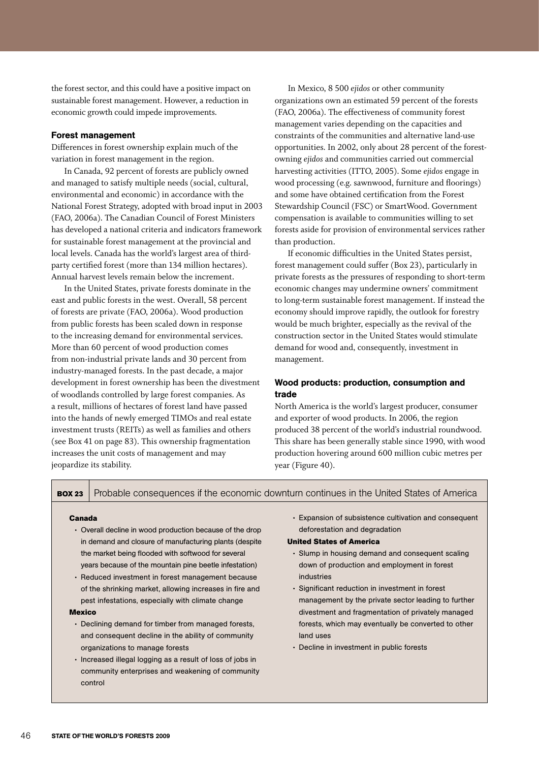the forest sector, and this could have a positive impact on sustainable forest management. However, a reduction in economic growth could impede improvements.

### Forest management

Differences in forest ownership explain much of the variation in forest management in the region.

In Canada, 92 percent of forests are publicly owned and managed to satisfy multiple needs (social, cultural, environmental and economic) in accordance with the National Forest Strategy, adopted with broad input in 2003 (FAO, 2006a). The Canadian Council of Forest Ministers has developed a national criteria and indicators framework for sustainable forest management at the provincial and local levels. Canada has the world's largest area of third-party certified forest (more than 134 million hectares). Annual harvest levels remain below the increment.

In the United States, private forests dominate in the east and public forests in the west. Overall, 58 percent of forests are private (FAO, 2006a). Wood production from public forests has been scaled down in response to the increasing demand for environmental services. More than 60 percent of wood production comes from non-industrial private lands and 30 percent from industry-managed forests. In the past decade, a major development in forest ownership has been the divestment of woodlands controlled by large forest companies. As a result, millions of hectares of forest land have passed into the hands of newly emerged TIMOs and real estate investment trusts (REITs) as well as families and others (see Box 41 on page 83). This ownership fragmentation increases the unit costs of management and may jeopardize its stability.

In Mexico, 8 500 *ejidos* or other community organizations own an estimated 59 percent of the forests (FAO, 2006a). The effectiveness of community forest management varies depending on the capacities and constraints of the communities and alternative land-use opportunities. In 2002, only about 28 percent of the forest-owning *ejidos* and communities carried out commercial harvesting activities (ITTO, 2005). Some *ejidos* engage in wood processing (e.g. sawnwood, furniture and floorings) and some have obtained certification from the Forest Stewardship Council (FSC) or SmartWood. Government compensation is available to communities willing to set forests aside for provision of environmental services rather than production.

If economic difficulties in the United States persist, forest management could suffer (Box 23), particularly in private forests as the pressures of responding to short-term economic changes may undermine owners' commitment to long-term sustainable forest management. If instead the economy should improve rapidly, the outlook for forestry would be much brighter, especially as the revival of the construction sector in the United States would stimulate demand for wood and, consequently, investment in management.

### Wood products: production, consumption and trade

North America is the world's largest producer, consumer and exporter of wood products. In 2006, the region produced 38 percent of the world's industrial roundwood. This share has been generally stable since 1990, with wood production hovering around 600 million cubic metres per year (Figure 40).

**BOX 23** Probable consequences if the economic downturn continues in the United States of America

**Canada**

- Overall decline in wood production because of the drop in demand and closure of manufacturing plants (despite the market being flooded with softwood for several years because of the mountain pine beetle infestation)
- Reduced investment in forest management because of the shrinking market, allowing increases in fire and pest infestations, especially with climate change

**Mexico**

- Declining demand for timber from managed forests, and consequent decline in the ability of community organizations to manage forests
- Increased illegal logging as a result of loss of jobs in community enterprises and weakening of community control
- Expansion of subsistence cultivation and consequent deforestation and degradation

**United States of America**

- Slump in housing demand and consequent scaling down of production and employment in forest industries
- Significant reduction in investment in forest management by the private sector leading to further divestment and fragmentation of privately managed forests, which may eventually be converted to other land uses
- Decline in investment in public forests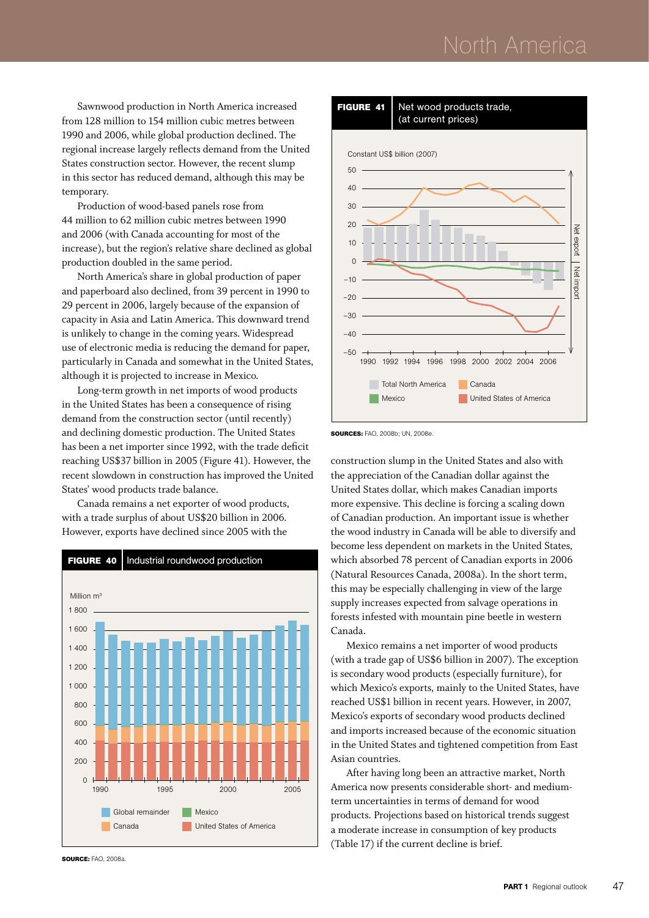Sawnwood production in North America increased from 128 million to 154 million cubic metres between 1990 and 2006, while global production declined. The regional increase largely reflects demand from the United States construction sector. However, the recent slump in this sector has reduced demand, although this may be temporary.

Production of wood-based panels rose from 44 million to 62 million cubic metres between 1990 and 2006 (with Canada accounting for most of the increase), but the region's relative share declined as global production doubled in the same period.

North America's share in global production of paper and paperboard also declined, from 39 percent in 1990 to 29 percent in 2006, largely because of the expansion of capacity in Asia and Latin America. This downward trend is unlikely to change in the coming years. Widespread use of electronic media is reducing the demand for paper, particularly in Canada and somewhat in the United States, although it is projected to increase in Mexico.

Long-term growth in net imports of wood products in the United States has been a consequence of rising demand from the construction sector (until recently) and declining domestic production. The United States has been a net importer since 1992, with the trade deficit reaching US$37 billion in 2005 (Figure 41). However, the recent slowdown in construction has improved the United States' wood products trade balance.

Canada remains a net exporter of wood products, with a trade surplus of about US$20 billion in 2006. However, exports have declined since 2005 with the construction slump in the United States and also with the appreciation of the Canadian dollar against the United States dollar, which makes Canadian imports more expensive. This decline is forcing a scaling down of Canadian production. An important issue is whether the wood industry in Canada will be able to diversify and become less dependent on markets in the United States, which absorbed 78 percent of Canadian exports in 2006 (Natural Resources Canada, 2008a). In the short term, this may be especially challenging in view of the large supply increases expected from salvage operations in forests infested with mountain pine beetle in western Canada.

Mexico remains a net importer of wood products (with a trade gap of US$6 billion in 2007). The exception is secondary wood products (especially furniture), for which Mexico's exports, mainly to the United States, have reached US$1 billion in recent years. However, in 2007, Mexico's exports of secondary wood products declined and imports increased because of the economic situation in the United States and tightened competition from East Asian countries.

After having long been an attractive market, North America now presents considerable short- and medium-term uncertainties in terms of demand for wood products. Projections based on historical trends suggest a moderate increase in consumption of key products (Table 17) if the current decline is brief.

**FIGURE 40** Industrial roundwood production

**SOURCE:** FAO, 2008a.

**FIGURE 41** Net wood products trade, (at current prices)

**SOURCES:** FAO, 2008b; UN, 2008e.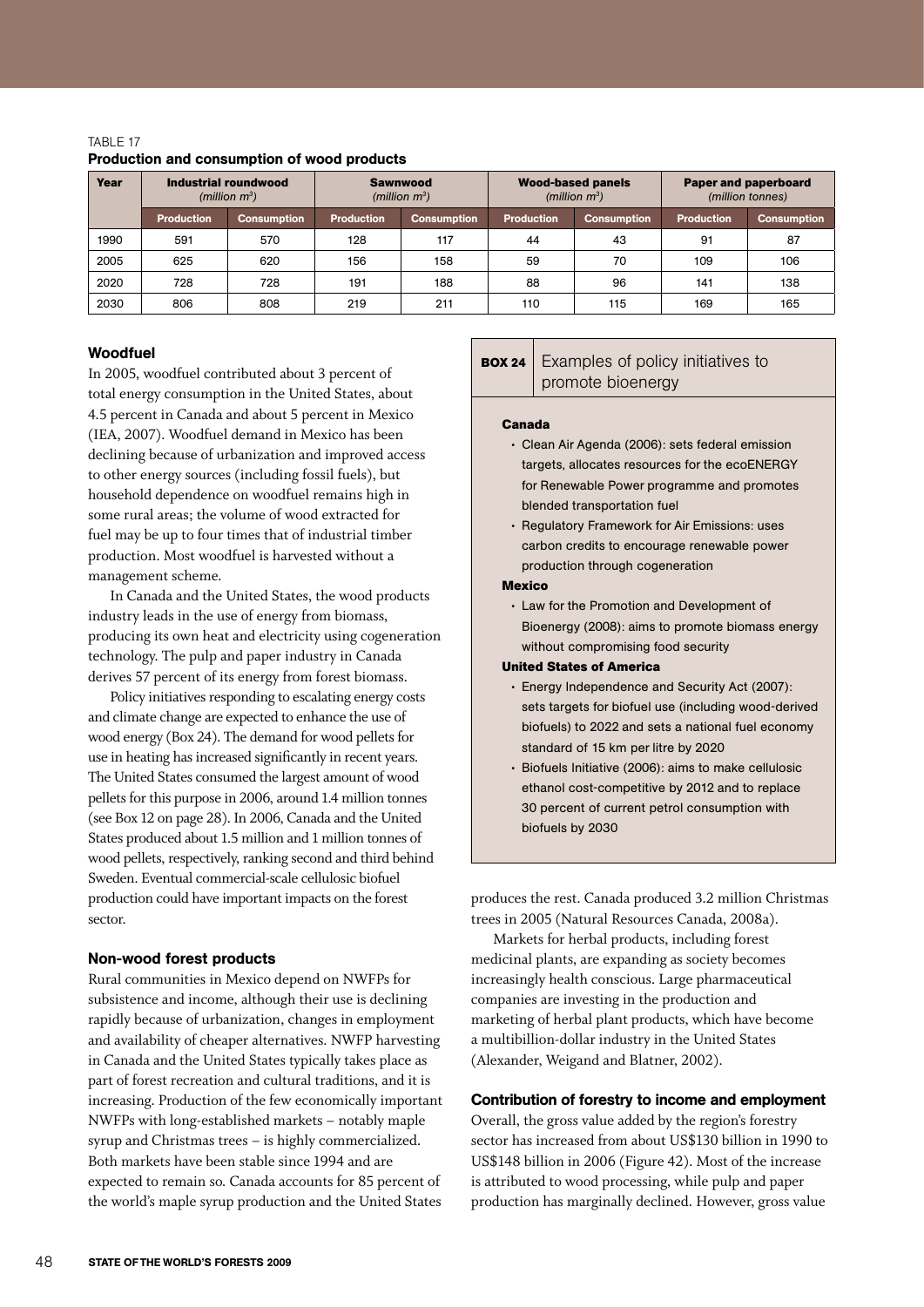TABLE 17

**Production and consumption of wood products**

| Year | Industrial roundwood *(million m$^3$)* | | Sawnwood *(million m$^3$)* | | Wood-based panels *(million m$^3$)* | | Paper and paperboard *(million tonnes)* | |
|---|---|---|---|---|---|---|---|---|
| | Production | Consumption | Production | Consumption | Production | Consumption | Production | Consumption |
| 1990 | 591 | 570 | 128 | 117 | 44 | 43 | 91 | 87 |
| 2005 | 625 | 620 | 156 | 158 | 59 | 70 | 109 | 106 |
| 2020 | 728 | 728 | 191 | 188 | 88 | 96 | 141 | 138 |
| 2030 | 806 | 808 | 219 | 211 | 110 | 115 | 169 | 165 |

### Woodfuel

In 2005, woodfuel contributed about 3 percent of total energy consumption in the United States, about 4.5 percent in Canada and about 5 percent in Mexico (IEA, 2007). Woodfuel demand in Mexico has been declining because of urbanization and improved access to other energy sources (including fossil fuels), but household dependence on woodfuel remains high in some rural areas; the volume of wood extracted for fuel may be up to four times that of industrial timber production. Most woodfuel is harvested without a management scheme.

In Canada and the United States, the wood products industry leads in the use of energy from biomass, producing its own heat and electricity using cogeneration technology. The pulp and paper industry in Canada derives 57 percent of its energy from forest biomass.

Policy initiatives responding to escalating energy costs and climate change are expected to enhance the use of wood energy (Box 24). The demand for wood pellets for use in heating has increased significantly in recent years. The United States consumed the largest amount of wood pellets for this purpose in 2006, around 1.4 million tonnes (see Box 12 on page 28). In 2006, Canada and the United States produced about 1.5 million and 1 million tonnes of wood pellets, respectively, ranking second and third behind Sweden. Eventual commercial-scale cellulosic biofuel production could have important impacts on the forest sector.

**BOX 24** Examples of policy initiatives to promote bioenergy

**Canada**

- Clean Air Agenda (2006): sets federal emission targets, allocates resources for the ecoENERGY for Renewable Power programme and promotes blended transportation fuel
- Regulatory Framework for Air Emissions: uses carbon credits to encourage renewable power production through cogeneration

**Mexico**

- Law for the Promotion and Development of Bioenergy (2008): aims to promote biomass energy without compromising food security

**United States of America**

- Energy Independence and Security Act (2007): sets targets for biofuel use (including wood-derived biofuels) to 2022 and sets a national fuel economy standard of 15 km per litre by 2020
- Biofuels Initiative (2006): aims to make cellulosic ethanol cost-competitive by 2012 and to replace 30 percent of current petrol consumption with biofuels by 2030

### Non-wood forest products

Rural communities in Mexico depend on NWFPs for subsistence and income, although their use is declining rapidly because of urbanization, changes in employment and availability of cheaper alternatives. NWFP harvesting in Canada and the United States typically takes place as part of forest recreation and cultural traditions, and it is increasing. Production of the few economically important NWFPs with long-established markets – notably maple syrup and Christmas trees – is highly commercialized. Both markets have been stable since 1994 and are expected to remain so. Canada accounts for 85 percent of the world's maple syrup production and the United States produces the rest. Canada produced 3.2 million Christmas trees in 2005 (Natural Resources Canada, 2008a).

Markets for herbal products, including forest medicinal plants, are expanding as society becomes increasingly health conscious. Large pharmaceutical companies are investing in the production and marketing of herbal plant products, which have become a multibillion-dollar industry in the United States (Alexander, Weigand and Blatner, 2002).

### Contribution of forestry to income and employment

Overall, the gross value added by the region's forestry sector has increased from about US$130 billion in 1990 to US$148 billion in 2006 (Figure 42). Most of the increase is attributed to wood processing, while pulp and paper production has marginally declined. However, gross value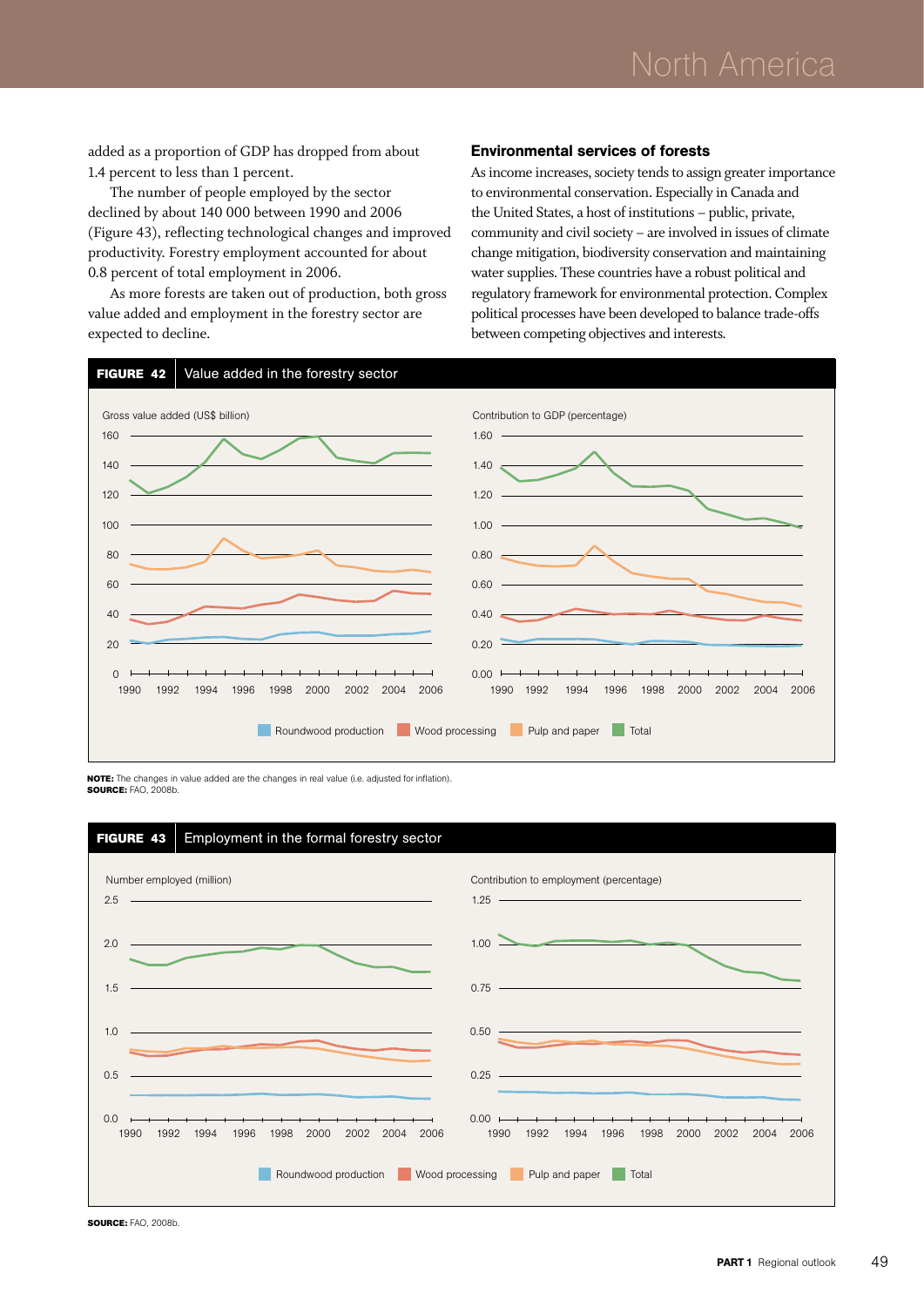added as a proportion of GDP has dropped from about 1.4 percent to less than 1 percent.

The number of people employed by the sector declined by about 140 000 between 1990 and 2006 (Figure 43), reflecting technological changes and improved productivity. Forestry employment accounted for about 0.8 percent of total employment in 2006.

As more forests are taken out of production, both gross value added and employment in the forestry sector are expected to decline.

## Environmental services of forests

As income increases, society tends to assign greater importance to environmental conservation. Especially in Canada and the United States, a host of institutions – public, private, community and civil society – are involved in issues of climate change mitigation, biodiversity conservation and maintaining water supplies. These countries have a robust political and regulatory framework for environmental protection. Complex political processes have been developed to balance trade-offs between competing objectives and interests.

**FIGURE 42** Value added in the forestry sector

**NOTE:** The changes in value added are the changes in real value (i.e. adjusted for inflation).
**SOURCE:** FAO, 2008b.

**FIGURE 43** Employment in the formal forestry sector

**SOURCE:** FAO, 2008b.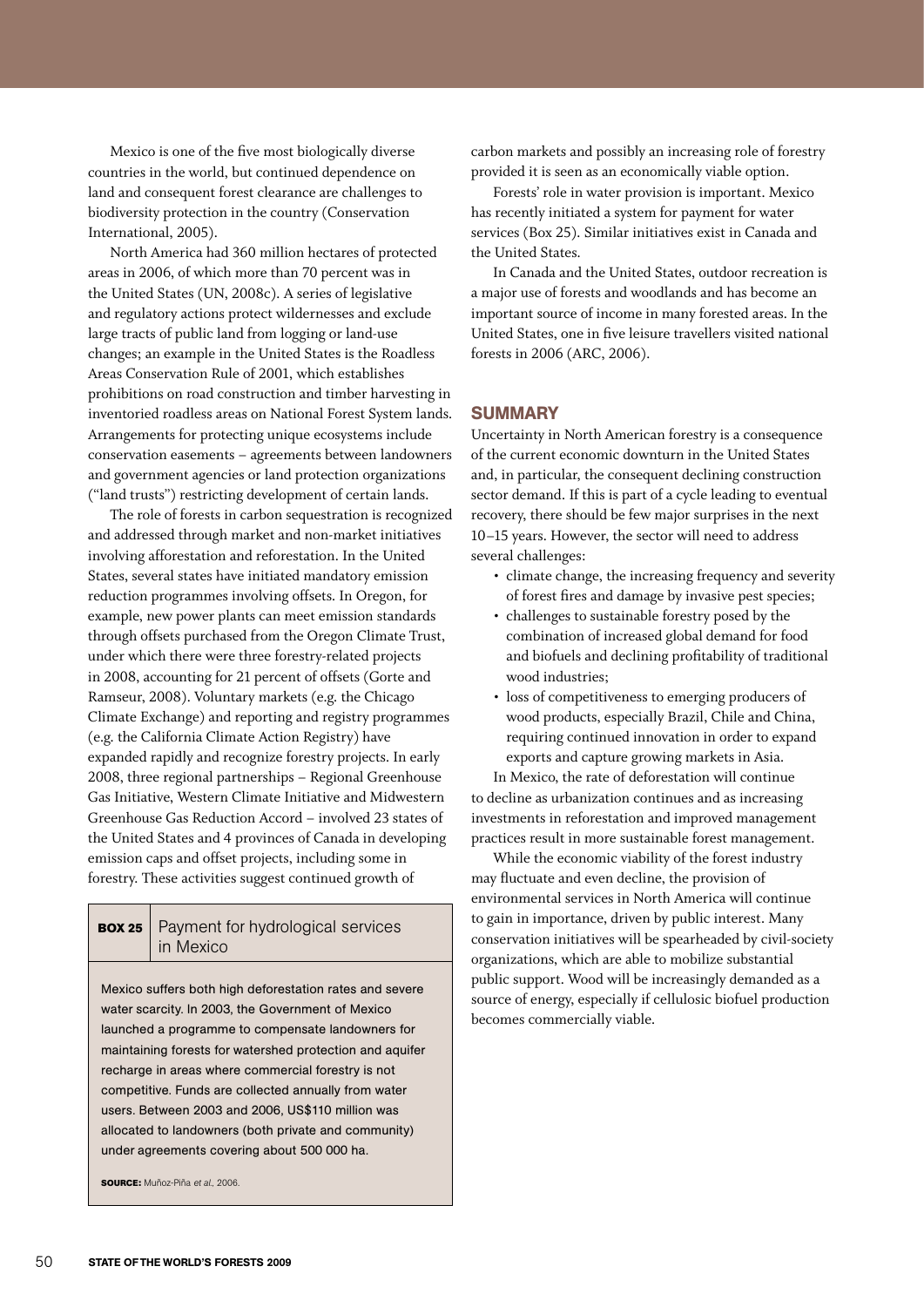Mexico is one of the five most biologically diverse countries in the world, but continued dependence on land and consequent forest clearance are challenges to biodiversity protection in the country (Conservation International, 2005).

North America had 360 million hectares of protected areas in 2006, of which more than 70 percent was in the United States (UN, 2008c). A series of legislative and regulatory actions protect wildernesses and exclude large tracts of public land from logging or land-use changes; an example in the United States is the Roadless Areas Conservation Rule of 2001, which establishes prohibitions on road construction and timber harvesting in inventoried roadless areas on National Forest System lands. Arrangements for protecting unique ecosystems include conservation easements – agreements between landowners and government agencies or land protection organizations ("land trusts") restricting development of certain lands.

The role of forests in carbon sequestration is recognized and addressed through market and non-market initiatives involving afforestation and reforestation. In the United States, several states have initiated mandatory emission reduction programmes involving offsets. In Oregon, for example, new power plants can meet emission standards through offsets purchased from the Oregon Climate Trust, under which there were three forestry-related projects in 2008, accounting for 21 percent of offsets (Gorte and Ramseur, 2008). Voluntary markets (e.g. the Chicago Climate Exchange) and reporting and registry programmes (e.g. the California Climate Action Registry) have expanded rapidly and recognize forestry projects. In early 2008, three regional partnerships – Regional Greenhouse Gas Initiative, Western Climate Initiative and Midwestern Greenhouse Gas Reduction Accord – involved 23 states of the United States and 4 provinces of Canada in developing emission caps and offset projects, including some in forestry. These activities suggest continued growth of carbon markets and possibly an increasing role of forestry provided it is seen as an economically viable option.

Forests' role in water provision is important. Mexico has recently initiated a system for payment for water services (Box 25). Similar initiatives exist in Canada and the United States.

In Canada and the United States, outdoor recreation is a major use of forests and woodlands and has become an important source of income in many forested areas. In the United States, one in five leisure travellers visited national forests in 2006 (ARC, 2006).

> **BOX 25** Payment for hydrological services in Mexico
>
> Mexico suffers both high deforestation rates and severe water scarcity. In 2003, the Government of Mexico launched a programme to compensate landowners for maintaining forests for watershed protection and aquifer recharge in areas where commercial forestry is not competitive. Funds are collected annually from water users. Between 2003 and 2006, US$110 million was allocated to landowners (both private and community) under agreements covering about 500 000 ha.
>
> **SOURCE:** Muñoz-Piña *et al.*, 2006.

## SUMMARY

Uncertainty in North American forestry is a consequence of the current economic downturn in the United States and, in particular, the consequent declining construction sector demand. If this is part of a cycle leading to eventual recovery, there should be few major surprises in the next 10–15 years. However, the sector will need to address several challenges:

- climate change, the increasing frequency and severity of forest fires and damage by invasive pest species;
- challenges to sustainable forestry posed by the combination of increased global demand for food and biofuels and declining profitability of traditional wood industries;
- loss of competitiveness to emerging producers of wood products, especially Brazil, Chile and China, requiring continued innovation in order to expand exports and capture growing markets in Asia.

In Mexico, the rate of deforestation will continue to decline as urbanization continues and as increasing investments in reforestation and improved management practices result in more sustainable forest management.

While the economic viability of the forest industry may fluctuate and even decline, the provision of environmental services in North America will continue to gain in importance, driven by public interest. Many conservation initiatives will be spearheaded by civil-society organizations, which are able to mobilize substantial public support. Wood will be increasingly demanded as a source of energy, especially if cellulosic biofuel production becomes commercially viable.